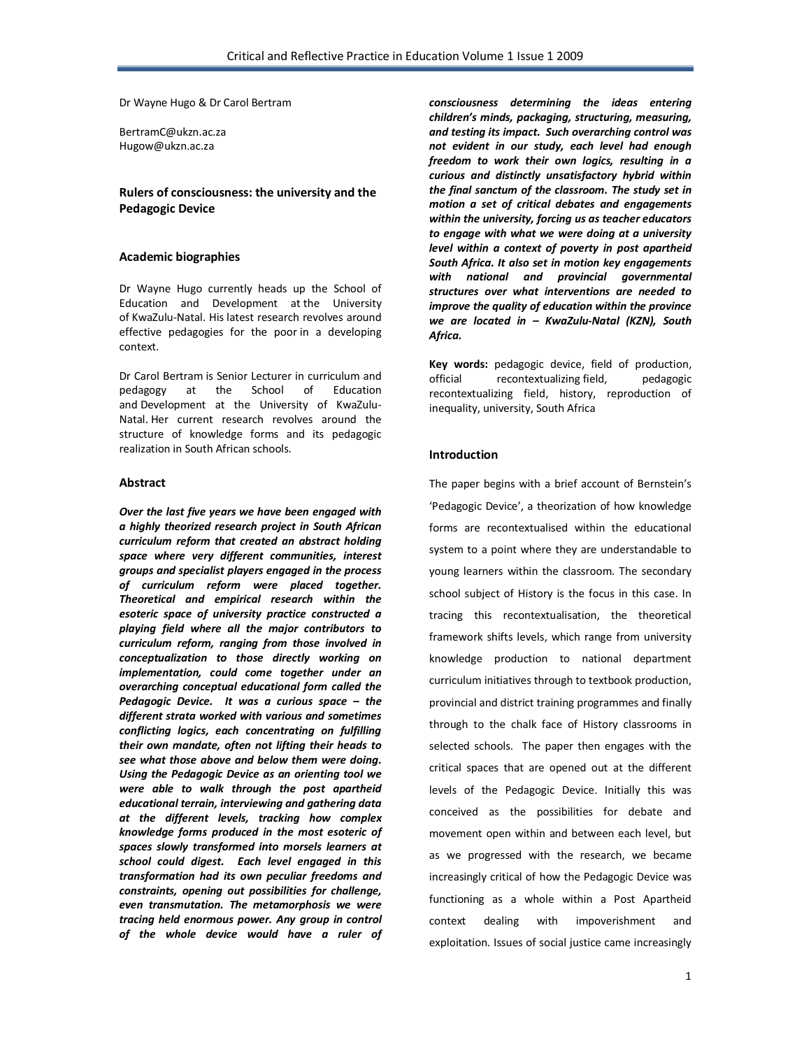Dr Wayne Hugo & Dr Carol Bertram

BertramC@ukzn.ac.za
Hugow@ukzn.ac.za

## Rulers of consciousness: the university and the Pedagogic Device

### Academic biographies

Dr Wayne Hugo currently heads up the School of Education and Development at the University of KwaZulu-Natal. His latest research revolves around effective pedagogies for the poor in a developing context.

Dr Carol Bertram is Senior Lecturer in curriculum and pedagogy at the School of Education and Development at the University of KwaZulu-Natal. Her current research revolves around the structure of knowledge forms and its pedagogic realization in South African schools.

### Abstract

***Over the last five years we have been engaged with a highly theorized research project in South African curriculum reform that created an abstract holding space where very different communities, interest groups and specialist players engaged in the process of curriculum reform were placed together. Theoretical and empirical research within the esoteric space of university practice constructed a playing field where all the major contributors to curriculum reform, ranging from those involved in conceptualization to those directly working on implementation, could come together under an overarching conceptual educational form called the Pedagogic Device. It was a curious space – the different strata worked with various and sometimes conflicting logics, each concentrating on fulfilling their own mandate, often not lifting their heads to see what those above and below them were doing. Using the Pedagogic Device as an orienting tool we were able to walk through the post apartheid educational terrain, interviewing and gathering data at the different levels, tracking how complex knowledge forms produced in the most esoteric of spaces slowly transformed into morsels learners at school could digest. Each level engaged in this transformation had its own peculiar freedoms and constraints, opening out possibilities for challenge, even transmutation. The metamorphosis we were tracing held enormous power. Any group in control of the whole device would have a ruler of consciousness determining the ideas entering children's minds, packaging, structuring, measuring, and testing its impact. Such overarching control was not evident in our study, each level had enough freedom to work their own logics, resulting in a curious and distinctly unsatisfactory hybrid within the final sanctum of the classroom. The study set in motion a set of critical debates and engagements within the university, forcing us as teacher educators to engage with what we were doing at a university level within a context of poverty in post apartheid South Africa. It also set in motion key engagements with national and provincial governmental structures over what interventions are needed to improve the quality of education within the province we are located in – KwaZulu-Natal (KZN), South Africa.***

**Key words:** pedagogic device, field of production, official recontextualizing field, pedagogic recontextualizing field, history, reproduction of inequality, university, South Africa

### Introduction

The paper begins with a brief account of Bernstein's 'Pedagogic Device', a theorization of how knowledge forms are recontextualised within the educational system to a point where they are understandable to young learners within the classroom. The secondary school subject of History is the focus in this case. In tracing this recontextualisation, the theoretical framework shifts levels, which range from university knowledge production to national department curriculum initiatives through to textbook production, provincial and district training programmes and finally through to the chalk face of History classrooms in selected schools. The paper then engages with the critical spaces that are opened out at the different levels of the Pedagogic Device. Initially this was conceived as the possibilities for debate and movement open within and between each level, but as we progressed with the research, we became increasingly critical of how the Pedagogic Device was functioning as a whole within a Post Apartheid context dealing with impoverishment and exploitation. Issues of social justice came increasingly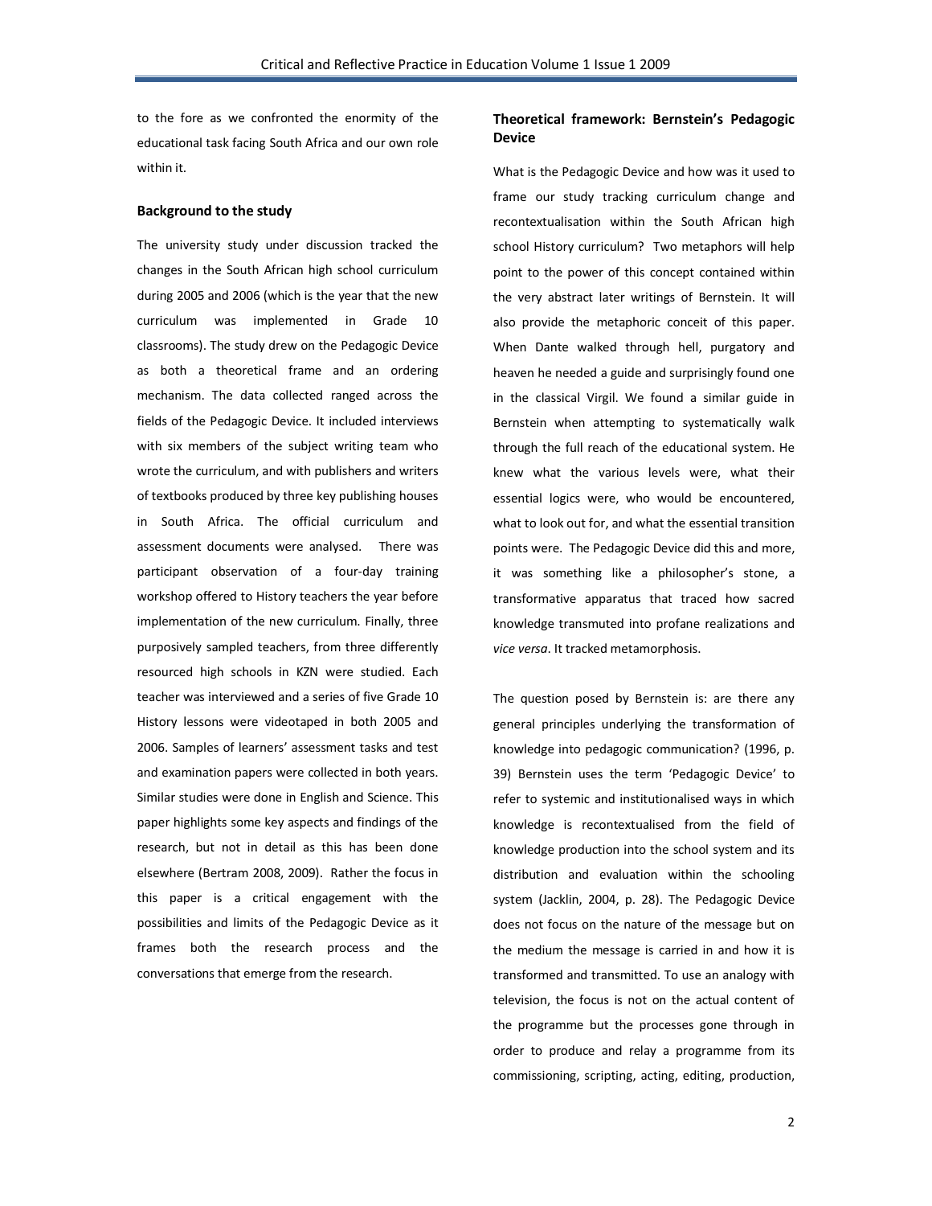to the fore as we confronted the enormity of the educational task facing South Africa and our own role within it.

### Background to the study

The university study under discussion tracked the changes in the South African high school curriculum during 2005 and 2006 (which is the year that the new curriculum was implemented in Grade 10 classrooms). The study drew on the Pedagogic Device as both a theoretical frame and an ordering mechanism. The data collected ranged across the fields of the Pedagogic Device. It included interviews with six members of the subject writing team who wrote the curriculum, and with publishers and writers of textbooks produced by three key publishing houses in South Africa. The official curriculum and assessment documents were analysed. There was participant observation of a four-day training workshop offered to History teachers the year before implementation of the new curriculum. Finally, three purposively sampled teachers, from three differently resourced high schools in KZN were studied. Each teacher was interviewed and a series of five Grade 10 History lessons were videotaped in both 2005 and 2006. Samples of learners' assessment tasks and test and examination papers were collected in both years. Similar studies were done in English and Science. This paper highlights some key aspects and findings of the research, but not in detail as this has been done elsewhere (Bertram 2008, 2009). Rather the focus in this paper is a critical engagement with the possibilities and limits of the Pedagogic Device as it frames both the research process and the conversations that emerge from the research.

### Theoretical framework: Bernstein's Pedagogic Device

What is the Pedagogic Device and how was it used to frame our study tracking curriculum change and recontextualisation within the South African high school History curriculum? Two metaphors will help point to the power of this concept contained within the very abstract later writings of Bernstein. It will also provide the metaphoric conceit of this paper. When Dante walked through hell, purgatory and heaven he needed a guide and surprisingly found one in the classical Virgil. We found a similar guide in Bernstein when attempting to systematically walk through the full reach of the educational system. He knew what the various levels were, what their essential logics were, who would be encountered, what to look out for, and what the essential transition points were. The Pedagogic Device did this and more, it was something like a philosopher's stone, a transformative apparatus that traced how sacred knowledge transmuted into profane realizations and *vice versa*. It tracked metamorphosis.

The question posed by Bernstein is: are there any general principles underlying the transformation of knowledge into pedagogic communication? (1996, p. 39) Bernstein uses the term 'Pedagogic Device' to refer to systemic and institutionalised ways in which knowledge is recontextualised from the field of knowledge production into the school system and its distribution and evaluation within the schooling system (Jacklin, 2004, p. 28). The Pedagogic Device does not focus on the nature of the message but on the medium the message is carried in and how it is transformed and transmitted. To use an analogy with television, the focus is not on the actual content of the programme but the processes gone through in order to produce and relay a programme from its commissioning, scripting, acting, editing, production,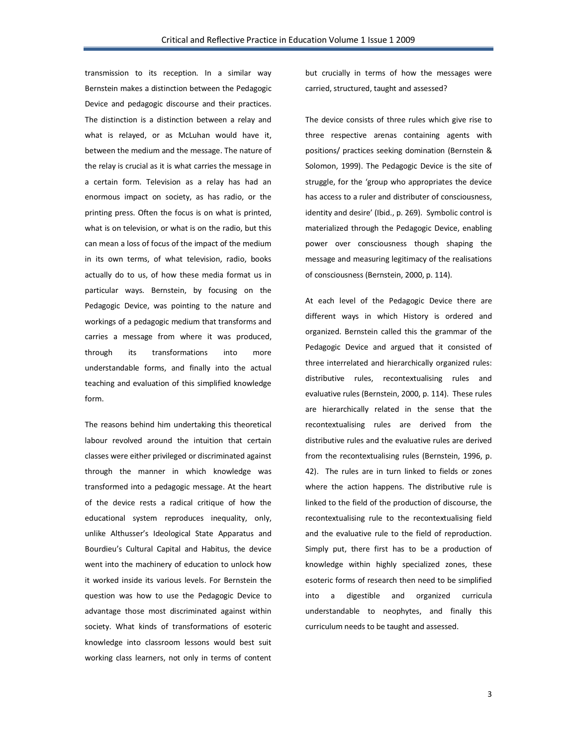transmission to its reception. In a similar way Bernstein makes a distinction between the Pedagogic Device and pedagogic discourse and their practices. The distinction is a distinction between a relay and what is relayed, or as McLuhan would have it, between the medium and the message. The nature of the relay is crucial as it is what carries the message in a certain form. Television as a relay has had an enormous impact on society, as has radio, or the printing press. Often the focus is on what is printed, what is on television, or what is on the radio, but this can mean a loss of focus of the impact of the medium in its own terms, of what television, radio, books actually do to us, of how these media format us in particular ways. Bernstein, by focusing on the Pedagogic Device, was pointing to the nature and workings of a pedagogic medium that transforms and carries a message from where it was produced, through its transformations into more understandable forms, and finally into the actual teaching and evaluation of this simplified knowledge form.

The reasons behind him undertaking this theoretical labour revolved around the intuition that certain classes were either privileged or discriminated against through the manner in which knowledge was transformed into a pedagogic message. At the heart of the device rests a radical critique of how the educational system reproduces inequality, only, unlike Althusser's Ideological State Apparatus and Bourdieu's Cultural Capital and Habitus, the device went into the machinery of education to unlock how it worked inside its various levels. For Bernstein the question was how to use the Pedagogic Device to advantage those most discriminated against within society. What kinds of transformations of esoteric knowledge into classroom lessons would best suit working class learners, not only in terms of content but crucially in terms of how the messages were carried, structured, taught and assessed?

The device consists of three rules which give rise to three respective arenas containing agents with positions/ practices seeking domination (Bernstein & Solomon, 1999). The Pedagogic Device is the site of struggle, for the 'group who appropriates the device has access to a ruler and distributer of consciousness, identity and desire' (Ibid., p. 269). Symbolic control is materialized through the Pedagogic Device, enabling power over consciousness though shaping the message and measuring legitimacy of the realisations of consciousness (Bernstein, 2000, p. 114).

At each level of the Pedagogic Device there are different ways in which History is ordered and organized. Bernstein called this the grammar of the Pedagogic Device and argued that it consisted of three interrelated and hierarchically organized rules: distributive rules, recontextualising rules and evaluative rules (Bernstein, 2000, p. 114). These rules are hierarchically related in the sense that the recontextualising rules are derived from the distributive rules and the evaluative rules are derived from the recontextualising rules (Bernstein, 1996, p. 42). The rules are in turn linked to fields or zones where the action happens. The distributive rule is linked to the field of the production of discourse, the recontextualising rule to the recontextualising field and the evaluative rule to the field of reproduction. Simply put, there first has to be a production of knowledge within highly specialized zones, these esoteric forms of research then need to be simplified into a digestible and organized curricula understandable to neophytes, and finally this curriculum needs to be taught and assessed.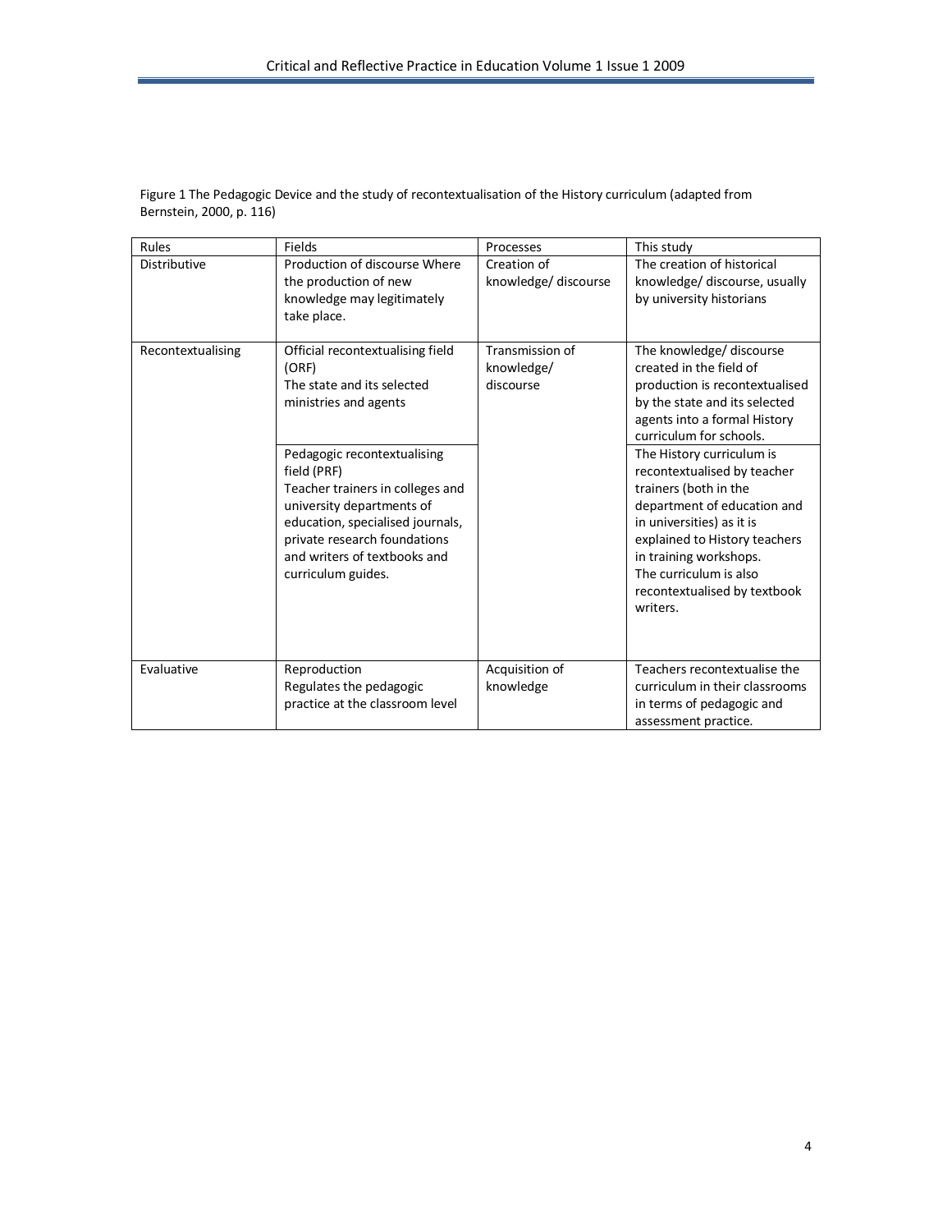Figure 1 The Pedagogic Device and the study of recontextualisation of the History curriculum (adapted from Bernstein, 2000, p. 116)

| Rules | Fields | Processes | This study |
|---|---|---|---|
| Distributive | Production of discourse Where the production of new knowledge may legitimately take place. | Creation of knowledge/ discourse | The creation of historical knowledge/ discourse, usually by university historians |
| Recontextualising | Official recontextualising field (ORF)<br>The state and its selected ministries and agents | Transmission of knowledge/ discourse | The knowledge/ discourse created in the field of production is recontextualised by the state and its selected agents into a formal History curriculum for schools. |
| | Pedagogic recontextualising field (PRF)<br>Teacher trainers in colleges and university departments of education, specialised journals, private research foundations and writers of textbooks and curriculum guides. | | The History curriculum is recontextualised by teacher trainers (both in the department of education and in universities) as it is explained to History teachers in training workshops.<br>The curriculum is also recontextualised by textbook writers. |
| Evaluative | Reproduction<br>Regulates the pedagogic practice at the classroom level | Acquisition of knowledge | Teachers recontextualise the curriculum in their classrooms in terms of pedagogic and assessment practice. |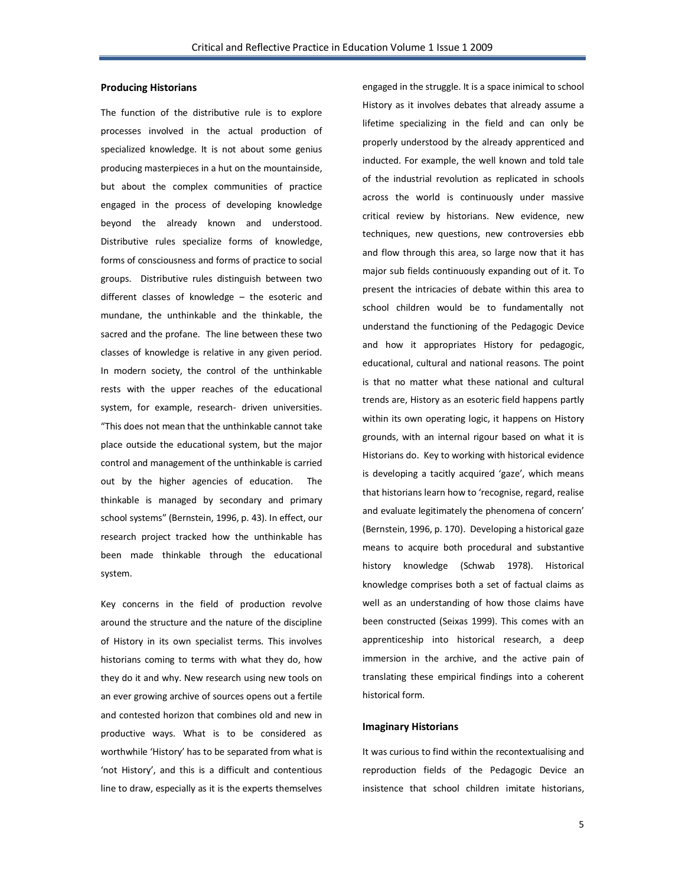### Producing Historians

The function of the distributive rule is to explore processes involved in the actual production of specialized knowledge. It is not about some genius producing masterpieces in a hut on the mountainside, but about the complex communities of practice engaged in the process of developing knowledge beyond the already known and understood. Distributive rules specialize forms of knowledge, forms of consciousness and forms of practice to social groups. Distributive rules distinguish between two different classes of knowledge – the esoteric and mundane, the unthinkable and the thinkable, the sacred and the profane. The line between these two classes of knowledge is relative in any given period. In modern society, the control of the unthinkable rests with the upper reaches of the educational system, for example, research- driven universities. "This does not mean that the unthinkable cannot take place outside the educational system, but the major control and management of the unthinkable is carried out by the higher agencies of education. The thinkable is managed by secondary and primary school systems" (Bernstein, 1996, p. 43). In effect, our research project tracked how the unthinkable has been made thinkable through the educational system.

Key concerns in the field of production revolve around the structure and the nature of the discipline of History in its own specialist terms. This involves historians coming to terms with what they do, how they do it and why. New research using new tools on an ever growing archive of sources opens out a fertile and contested horizon that combines old and new in productive ways. What is to be considered as worthwhile 'History' has to be separated from what is 'not History', and this is a difficult and contentious line to draw, especially as it is the experts themselves engaged in the struggle. It is a space inimical to school History as it involves debates that already assume a lifetime specializing in the field and can only be properly understood by the already apprenticed and inducted. For example, the well known and told tale of the industrial revolution as replicated in schools across the world is continuously under massive critical review by historians. New evidence, new techniques, new questions, new controversies ebb and flow through this area, so large now that it has major sub fields continuously expanding out of it. To present the intricacies of debate within this area to school children would be to fundamentally not understand the functioning of the Pedagogic Device and how it appropriates History for pedagogic, educational, cultural and national reasons. The point is that no matter what these national and cultural trends are, History as an esoteric field happens partly within its own operating logic, it happens on History grounds, with an internal rigour based on what it is Historians do. Key to working with historical evidence is developing a tacitly acquired 'gaze', which means that historians learn how to 'recognise, regard, realise and evaluate legitimately the phenomena of concern' (Bernstein, 1996, p. 170). Developing a historical gaze means to acquire both procedural and substantive history knowledge (Schwab 1978). Historical knowledge comprises both a set of factual claims as well as an understanding of how those claims have been constructed (Seixas 1999). This comes with an apprenticeship into historical research, a deep immersion in the archive, and the active pain of translating these empirical findings into a coherent historical form.

### Imaginary Historians

It was curious to find within the recontextualising and reproduction fields of the Pedagogic Device an insistence that school children imitate historians,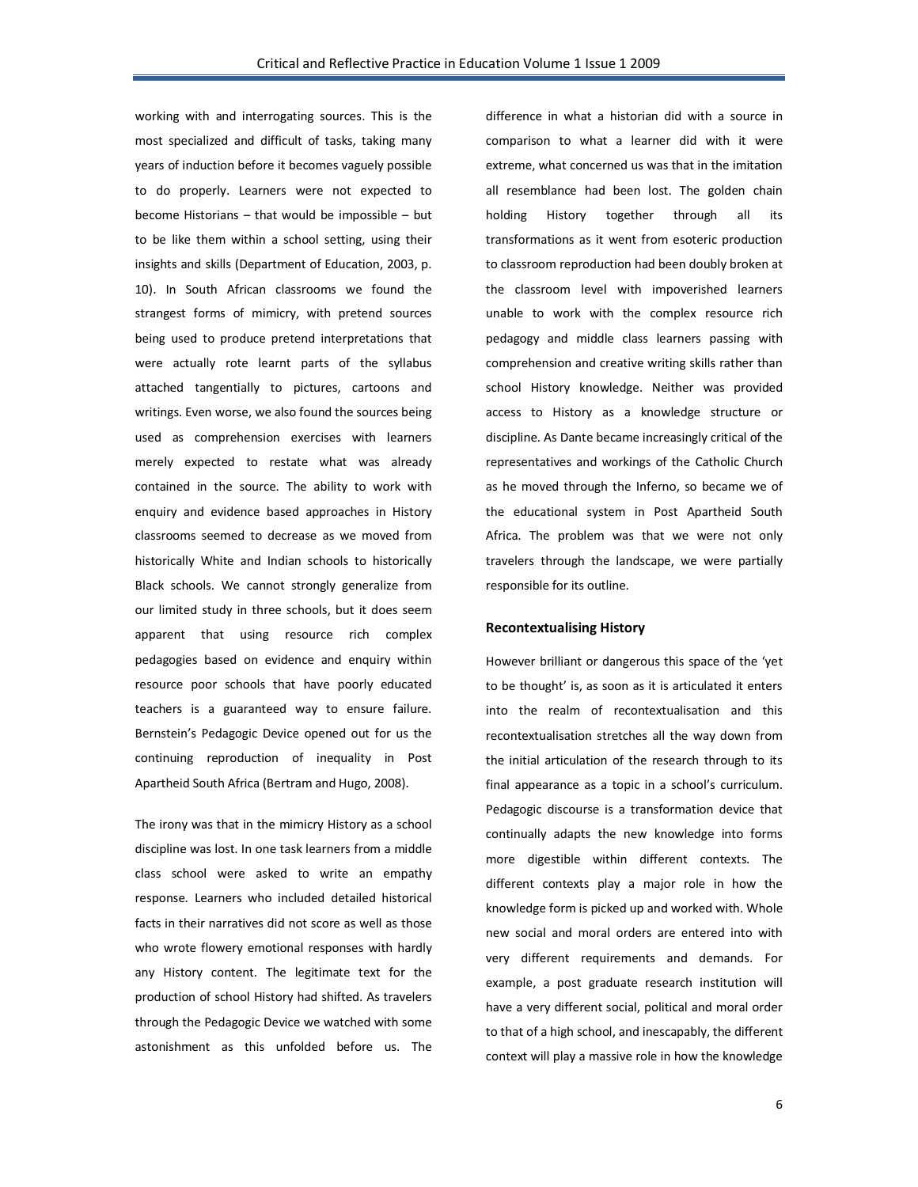working with and interrogating sources. This is the most specialized and difficult of tasks, taking many years of induction before it becomes vaguely possible to do properly. Learners were not expected to become Historians – that would be impossible – but to be like them within a school setting, using their insights and skills (Department of Education, 2003, p. 10). In South African classrooms we found the strangest forms of mimicry, with pretend sources being used to produce pretend interpretations that were actually rote learnt parts of the syllabus attached tangentially to pictures, cartoons and writings. Even worse, we also found the sources being used as comprehension exercises with learners merely expected to restate what was already contained in the source. The ability to work with enquiry and evidence based approaches in History classrooms seemed to decrease as we moved from historically White and Indian schools to historically Black schools. We cannot strongly generalize from our limited study in three schools, but it does seem apparent that using resource rich complex pedagogies based on evidence and enquiry within resource poor schools that have poorly educated teachers is a guaranteed way to ensure failure. Bernstein's Pedagogic Device opened out for us the continuing reproduction of inequality in Post Apartheid South Africa (Bertram and Hugo, 2008).

The irony was that in the mimicry History as a school discipline was lost. In one task learners from a middle class school were asked to write an empathy response. Learners who included detailed historical facts in their narratives did not score as well as those who wrote flowery emotional responses with hardly any History content. The legitimate text for the production of school History had shifted. As travelers through the Pedagogic Device we watched with some astonishment as this unfolded before us. The difference in what a historian did with a source in comparison to what a learner did with it were extreme, what concerned us was that in the imitation all resemblance had been lost. The golden chain holding History together through all its transformations as it went from esoteric production to classroom reproduction had been doubly broken at the classroom level with impoverished learners unable to work with the complex resource rich pedagogy and middle class learners passing with comprehension and creative writing skills rather than school History knowledge. Neither was provided access to History as a knowledge structure or discipline. As Dante became increasingly critical of the representatives and workings of the Catholic Church as he moved through the Inferno, so became we of the educational system in Post Apartheid South Africa. The problem was that we were not only travelers through the landscape, we were partially responsible for its outline.

## Recontextualising History

However brilliant or dangerous this space of the 'yet to be thought' is, as soon as it is articulated it enters into the realm of recontextualisation and this recontextualisation stretches all the way down from the initial articulation of the research through to its final appearance as a topic in a school's curriculum. Pedagogic discourse is a transformation device that continually adapts the new knowledge into forms more digestible within different contexts. The different contexts play a major role in how the knowledge form is picked up and worked with. Whole new social and moral orders are entered into with very different requirements and demands. For example, a post graduate research institution will have a very different social, political and moral order to that of a high school, and inescapably, the different context will play a massive role in how the knowledge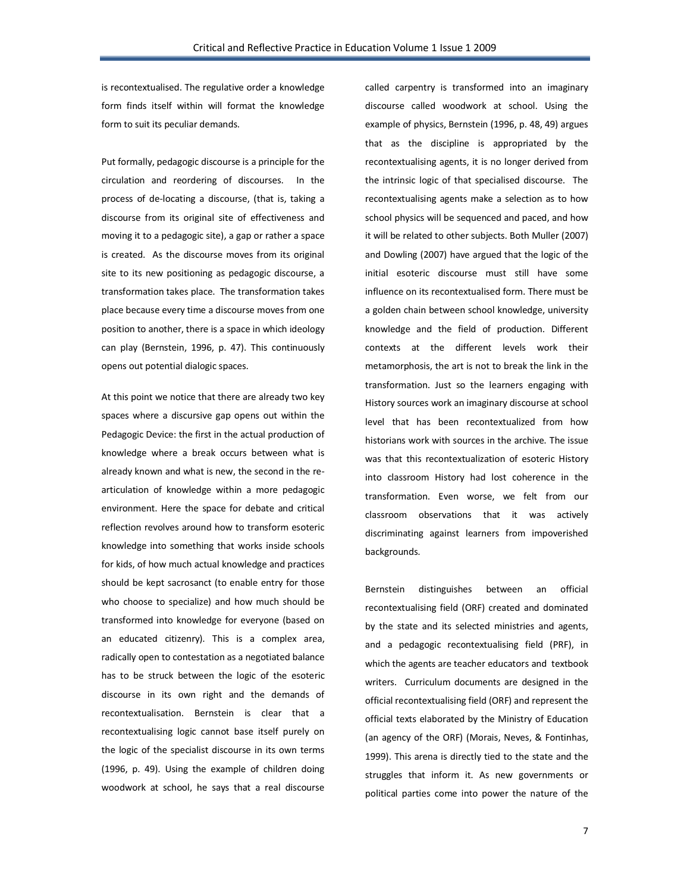is recontextualised. The regulative order a knowledge form finds itself within will format the knowledge form to suit its peculiar demands.

Put formally, pedagogic discourse is a principle for the circulation and reordering of discourses. In the process of de-locating a discourse, (that is, taking a discourse from its original site of effectiveness and moving it to a pedagogic site), a gap or rather a space is created. As the discourse moves from its original site to its new positioning as pedagogic discourse, a transformation takes place. The transformation takes place because every time a discourse moves from one position to another, there is a space in which ideology can play (Bernstein, 1996, p. 47). This continuously opens out potential dialogic spaces.

At this point we notice that there are already two key spaces where a discursive gap opens out within the Pedagogic Device: the first in the actual production of knowledge where a break occurs between what is already known and what is new, the second in the re-articulation of knowledge within a more pedagogic environment. Here the space for debate and critical reflection revolves around how to transform esoteric knowledge into something that works inside schools for kids, of how much actual knowledge and practices should be kept sacrosanct (to enable entry for those who choose to specialize) and how much should be transformed into knowledge for everyone (based on an educated citizenry). This is a complex area, radically open to contestation as a negotiated balance has to be struck between the logic of the esoteric discourse in its own right and the demands of recontextualisation. Bernstein is clear that a recontextualising logic cannot base itself purely on the logic of the specialist discourse in its own terms (1996, p. 49). Using the example of children doing woodwork at school, he says that a real discourse called carpentry is transformed into an imaginary discourse called woodwork at school. Using the example of physics, Bernstein (1996, p. 48, 49) argues that as the discipline is appropriated by the recontextualising agents, it is no longer derived from the intrinsic logic of that specialised discourse. The recontextualising agents make a selection as to how school physics will be sequenced and paced, and how it will be related to other subjects. Both Muller (2007) and Dowling (2007) have argued that the logic of the initial esoteric discourse must still have some influence on its recontextualised form. There must be a golden chain between school knowledge, university knowledge and the field of production. Different contexts at the different levels work their metamorphosis, the art is not to break the link in the transformation. Just so the learners engaging with History sources work an imaginary discourse at school level that has been recontextualized from how historians work with sources in the archive. The issue was that this recontextualization of esoteric History into classroom History had lost coherence in the transformation. Even worse, we felt from our classroom observations that it was actively discriminating against learners from impoverished backgrounds.

Bernstein distinguishes between an official recontextualising field (ORF) created and dominated by the state and its selected ministries and agents, and a pedagogic recontextualising field (PRF), in which the agents are teacher educators and textbook writers. Curriculum documents are designed in the official recontextualising field (ORF) and represent the official texts elaborated by the Ministry of Education (an agency of the ORF) (Morais, Neves, & Fontinhas, 1999). This arena is directly tied to the state and the struggles that inform it. As new governments or political parties come into power the nature of the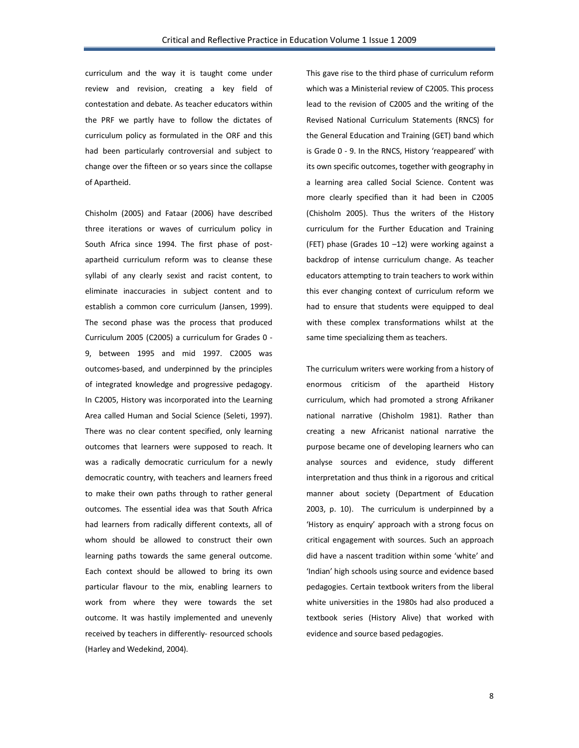curriculum and the way it is taught come under review and revision, creating a key field of contestation and debate. As teacher educators within the PRF we partly have to follow the dictates of curriculum policy as formulated in the ORF and this had been particularly controversial and subject to change over the fifteen or so years since the collapse of Apartheid.

Chisholm (2005) and Fataar (2006) have described three iterations or waves of curriculum policy in South Africa since 1994. The first phase of post-apartheid curriculum reform was to cleanse these syllabi of any clearly sexist and racist content, to eliminate inaccuracies in subject content and to establish a common core curriculum (Jansen, 1999). The second phase was the process that produced Curriculum 2005 (C2005) a curriculum for Grades 0 - 9, between 1995 and mid 1997. C2005 was outcomes-based, and underpinned by the principles of integrated knowledge and progressive pedagogy. In C2005, History was incorporated into the Learning Area called Human and Social Science (Seleti, 1997). There was no clear content specified, only learning outcomes that learners were supposed to reach. It was a radically democratic curriculum for a newly democratic country, with teachers and learners freed to make their own paths through to rather general outcomes. The essential idea was that South Africa had learners from radically different contexts, all of whom should be allowed to construct their own learning paths towards the same general outcome. Each context should be allowed to bring its own particular flavour to the mix, enabling learners to work from where they were towards the set outcome. It was hastily implemented and unevenly received by teachers in differently- resourced schools (Harley and Wedekind, 2004).

This gave rise to the third phase of curriculum reform which was a Ministerial review of C2005. This process lead to the revision of C2005 and the writing of the Revised National Curriculum Statements (RNCS) for the General Education and Training (GET) band which is Grade 0 - 9. In the RNCS, History 'reappeared' with its own specific outcomes, together with geography in a learning area called Social Science. Content was more clearly specified than it had been in C2005 (Chisholm 2005). Thus the writers of the History curriculum for the Further Education and Training (FET) phase (Grades 10 –12) were working against a backdrop of intense curriculum change. As teacher educators attempting to train teachers to work within this ever changing context of curriculum reform we had to ensure that students were equipped to deal with these complex transformations whilst at the same time specializing them as teachers.

The curriculum writers were working from a history of enormous criticism of the apartheid History curriculum, which had promoted a strong Afrikaner national narrative (Chisholm 1981). Rather than creating a new Africanist national narrative the purpose became one of developing learners who can analyse sources and evidence, study different interpretation and thus think in a rigorous and critical manner about society (Department of Education 2003, p. 10). The curriculum is underpinned by a 'History as enquiry' approach with a strong focus on critical engagement with sources. Such an approach did have a nascent tradition within some 'white' and 'Indian' high schools using source and evidence based pedagogies. Certain textbook writers from the liberal white universities in the 1980s had also produced a textbook series (History Alive) that worked with evidence and source based pedagogies.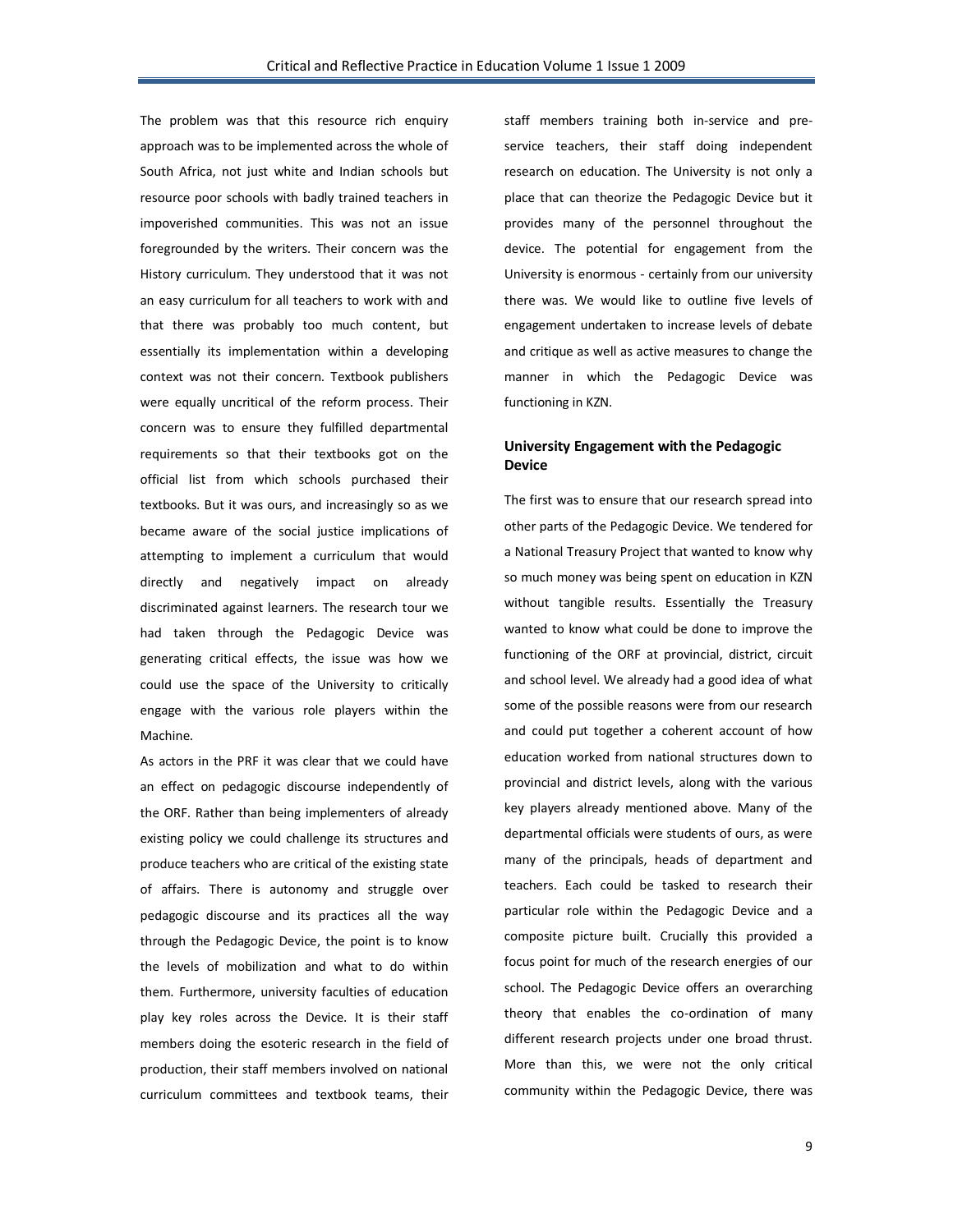The problem was that this resource rich enquiry approach was to be implemented across the whole of South Africa, not just white and Indian schools but resource poor schools with badly trained teachers in impoverished communities. This was not an issue foregrounded by the writers. Their concern was the History curriculum. They understood that it was not an easy curriculum for all teachers to work with and that there was probably too much content, but essentially its implementation within a developing context was not their concern. Textbook publishers were equally uncritical of the reform process. Their concern was to ensure they fulfilled departmental requirements so that their textbooks got on the official list from which schools purchased their textbooks. But it was ours, and increasingly so as we became aware of the social justice implications of attempting to implement a curriculum that would directly and negatively impact on already discriminated against learners. The research tour we had taken through the Pedagogic Device was generating critical effects, the issue was how we could use the space of the University to critically engage with the various role players within the Machine.

As actors in the PRF it was clear that we could have an effect on pedagogic discourse independently of the ORF. Rather than being implementers of already existing policy we could challenge its structures and produce teachers who are critical of the existing state of affairs. There is autonomy and struggle over pedagogic discourse and its practices all the way through the Pedagogic Device, the point is to know the levels of mobilization and what to do within them. Furthermore, university faculties of education play key roles across the Device. It is their staff members doing the esoteric research in the field of production, their staff members involved on national curriculum committees and textbook teams, their staff members training both in-service and pre-service teachers, their staff doing independent research on education. The University is not only a place that can theorize the Pedagogic Device but it provides many of the personnel throughout the device. The potential for engagement from the University is enormous - certainly from our university there was. We would like to outline five levels of engagement undertaken to increase levels of debate and critique as well as active measures to change the manner in which the Pedagogic Device was functioning in KZN.

## University Engagement with the Pedagogic Device

The first was to ensure that our research spread into other parts of the Pedagogic Device. We tendered for a National Treasury Project that wanted to know why so much money was being spent on education in KZN without tangible results. Essentially the Treasury wanted to know what could be done to improve the functioning of the ORF at provincial, district, circuit and school level. We already had a good idea of what some of the possible reasons were from our research and could put together a coherent account of how education worked from national structures down to provincial and district levels, along with the various key players already mentioned above. Many of the departmental officials were students of ours, as were many of the principals, heads of department and teachers. Each could be tasked to research their particular role within the Pedagogic Device and a composite picture built. Crucially this provided a focus point for much of the research energies of our school. The Pedagogic Device offers an overarching theory that enables the co-ordination of many different research projects under one broad thrust. More than this, we were not the only critical community within the Pedagogic Device, there was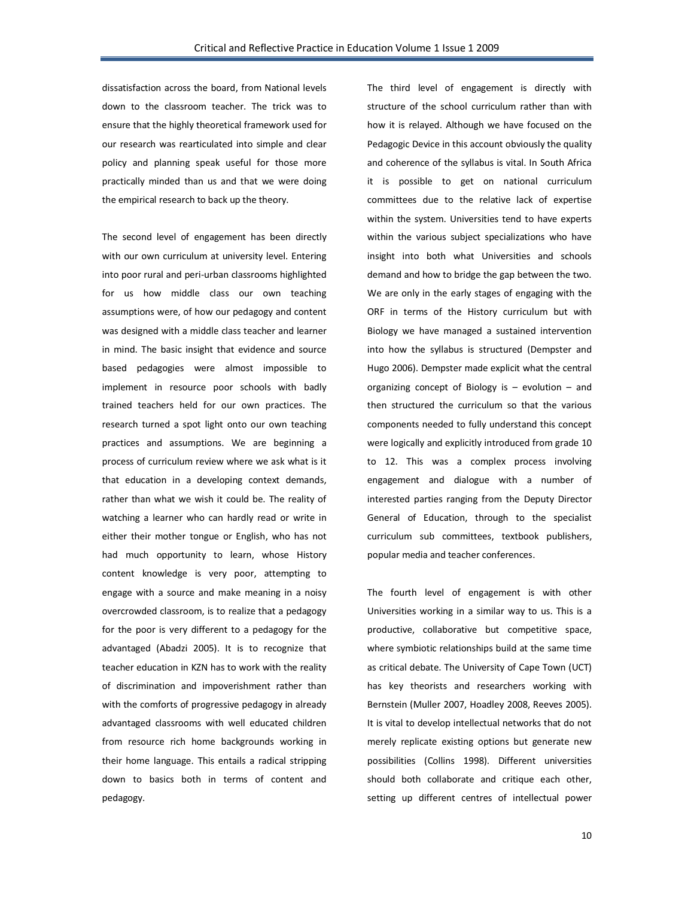dissatisfaction across the board, from National levels down to the classroom teacher. The trick was to ensure that the highly theoretical framework used for our research was rearticulated into simple and clear policy and planning speak useful for those more practically minded than us and that we were doing the empirical research to back up the theory.

The second level of engagement has been directly with our own curriculum at university level. Entering into poor rural and peri-urban classrooms highlighted for us how middle class our own teaching assumptions were, of how our pedagogy and content was designed with a middle class teacher and learner in mind. The basic insight that evidence and source based pedagogies were almost impossible to implement in resource poor schools with badly trained teachers held for our own practices. The research turned a spot light onto our own teaching practices and assumptions. We are beginning a process of curriculum review where we ask what is it that education in a developing context demands, rather than what we wish it could be. The reality of watching a learner who can hardly read or write in either their mother tongue or English, who has not had much opportunity to learn, whose History content knowledge is very poor, attempting to engage with a source and make meaning in a noisy overcrowded classroom, is to realize that a pedagogy for the poor is very different to a pedagogy for the advantaged (Abadzi 2005). It is to recognize that teacher education in KZN has to work with the reality of discrimination and impoverishment rather than with the comforts of progressive pedagogy in already advantaged classrooms with well educated children from resource rich home backgrounds working in their home language. This entails a radical stripping down to basics both in terms of content and pedagogy.

The third level of engagement is directly with structure of the school curriculum rather than with how it is relayed. Although we have focused on the Pedagogic Device in this account obviously the quality and coherence of the syllabus is vital. In South Africa it is possible to get on national curriculum committees due to the relative lack of expertise within the system. Universities tend to have experts within the various subject specializations who have insight into both what Universities and schools demand and how to bridge the gap between the two. We are only in the early stages of engaging with the ORF in terms of the History curriculum but with Biology we have managed a sustained intervention into how the syllabus is structured (Dempster and Hugo 2006). Dempster made explicit what the central organizing concept of Biology is – evolution – and then structured the curriculum so that the various components needed to fully understand this concept were logically and explicitly introduced from grade 10 to 12. This was a complex process involving engagement and dialogue with a number of interested parties ranging from the Deputy Director General of Education, through to the specialist curriculum sub committees, textbook publishers, popular media and teacher conferences.

The fourth level of engagement is with other Universities working in a similar way to us. This is a productive, collaborative but competitive space, where symbiotic relationships build at the same time as critical debate. The University of Cape Town (UCT) has key theorists and researchers working with Bernstein (Muller 2007, Hoadley 2008, Reeves 2005). It is vital to develop intellectual networks that do not merely replicate existing options but generate new possibilities (Collins 1998). Different universities should both collaborate and critique each other, setting up different centres of intellectual power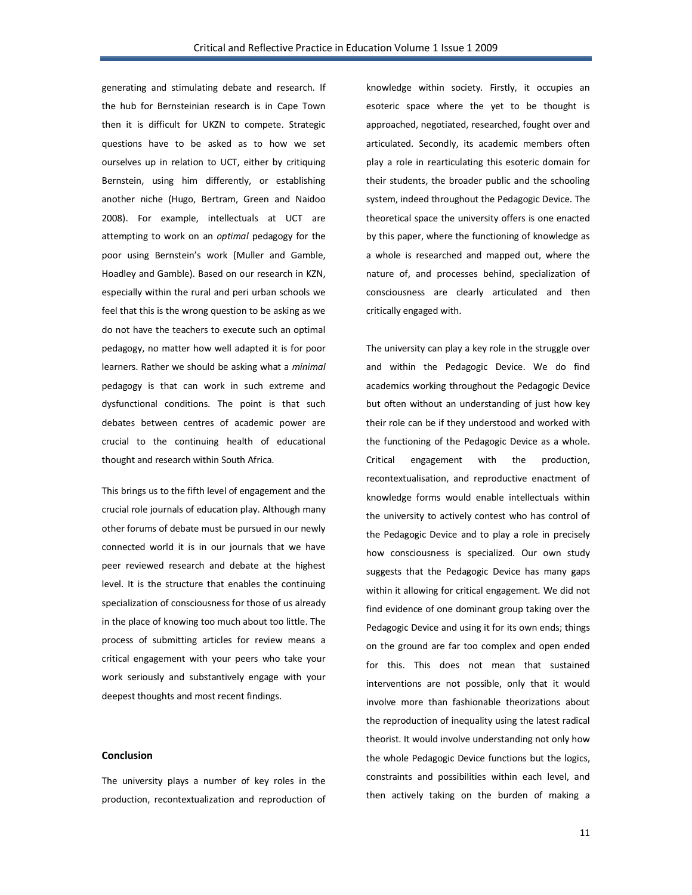generating and stimulating debate and research. If the hub for Bernsteinian research is in Cape Town then it is difficult for UKZN to compete. Strategic questions have to be asked as to how we set ourselves up in relation to UCT, either by critiquing Bernstein, using him differently, or establishing another niche (Hugo, Bertram, Green and Naidoo 2008). For example, intellectuals at UCT are attempting to work on an *optimal* pedagogy for the poor using Bernstein's work (Muller and Gamble, Hoadley and Gamble). Based on our research in KZN, especially within the rural and peri urban schools we feel that this is the wrong question to be asking as we do not have the teachers to execute such an optimal pedagogy, no matter how well adapted it is for poor learners. Rather we should be asking what a *minimal* pedagogy is that can work in such extreme and dysfunctional conditions. The point is that such debates between centres of academic power are crucial to the continuing health of educational thought and research within South Africa.

This brings us to the fifth level of engagement and the crucial role journals of education play. Although many other forums of debate must be pursued in our newly connected world it is in our journals that we have peer reviewed research and debate at the highest level. It is the structure that enables the continuing specialization of consciousness for those of us already in the place of knowing too much about too little. The process of submitting articles for review means a critical engagement with your peers who take your work seriously and substantively engage with your deepest thoughts and most recent findings.

## Conclusion

The university plays a number of key roles in the production, recontextualization and reproduction of knowledge within society. Firstly, it occupies an esoteric space where the yet to be thought is approached, negotiated, researched, fought over and articulated. Secondly, its academic members often play a role in rearticulating this esoteric domain for their students, the broader public and the schooling system, indeed throughout the Pedagogic Device. The theoretical space the university offers is one enacted by this paper, where the functioning of knowledge as a whole is researched and mapped out, where the nature of, and processes behind, specialization of consciousness are clearly articulated and then critically engaged with.

The university can play a key role in the struggle over and within the Pedagogic Device. We do find academics working throughout the Pedagogic Device but often without an understanding of just how key their role can be if they understood and worked with the functioning of the Pedagogic Device as a whole. Critical engagement with the production, recontextualisation, and reproductive enactment of knowledge forms would enable intellectuals within the university to actively contest who has control of the Pedagogic Device and to play a role in precisely how consciousness is specialized. Our own study suggests that the Pedagogic Device has many gaps within it allowing for critical engagement. We did not find evidence of one dominant group taking over the Pedagogic Device and using it for its own ends; things on the ground are far too complex and open ended for this. This does not mean that sustained interventions are not possible, only that it would involve more than fashionable theorizations about the reproduction of inequality using the latest radical theorist. It would involve understanding not only how the whole Pedagogic Device functions but the logics, constraints and possibilities within each level, and then actively taking on the burden of making a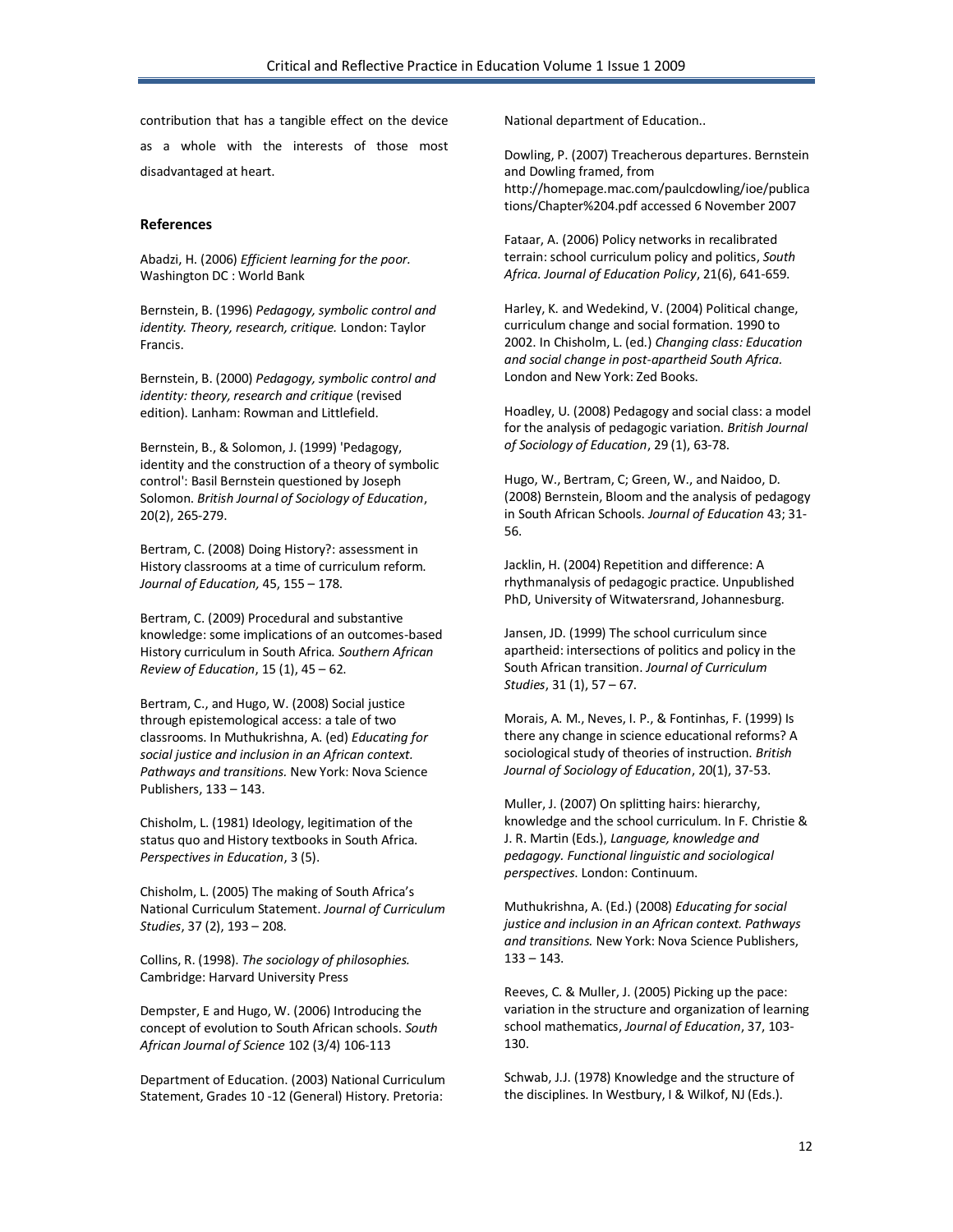contribution that has a tangible effect on the device as a whole with the interests of those most disadvantaged at heart.

### References

Abadzi, H. (2006) *Efficient learning for the poor.* Washington DC : World Bank

Bernstein, B. (1996) *Pedagogy, symbolic control and identity. Theory, research, critique.* London: Taylor Francis.

Bernstein, B. (2000) *Pedagogy, symbolic control and identity: theory, research and critique* (revised edition). Lanham: Rowman and Littlefield.

Bernstein, B., & Solomon, J. (1999) 'Pedagogy, identity and the construction of a theory of symbolic control': Basil Bernstein questioned by Joseph Solomon. *British Journal of Sociology of Education*, 20(2), 265-279.

Bertram, C. (2008) Doing History?: assessment in History classrooms at a time of curriculum reform. *Journal of Education,* 45, 155 – 178.

Bertram, C. (2009) Procedural and substantive knowledge: some implications of an outcomes-based History curriculum in South Africa. *Southern African Review of Education*, 15 (1), 45 – 62.

Bertram, C., and Hugo, W. (2008) Social justice through epistemological access: a tale of two classrooms. In Muthukrishna, A. (ed) *Educating for social justice and inclusion in an African context. Pathways and transitions.* New York: Nova Science Publishers, 133 – 143.

Chisholm, L. (1981) Ideology, legitimation of the status quo and History textbooks in South Africa. *Perspectives in Education*, 3 (5).

Chisholm, L. (2005) The making of South Africa's National Curriculum Statement. *Journal of Curriculum Studies*, 37 (2), 193 – 208.

Collins, R. (1998). *The sociology of philosophies.* Cambridge: Harvard University Press

Dempster, E and Hugo, W. (2006) Introducing the concept of evolution to South African schools. *South African Journal of Science* 102 (3/4) 106-113

Department of Education. (2003) National Curriculum Statement, Grades 10 -12 (General) History. Pretoria: National department of Education..

Dowling, P. (2007) Treacherous departures. Bernstein and Dowling framed, from http://homepage.mac.com/paulcdowling/ioe/publications/Chapter%204.pdf accessed 6 November 2007

Fataar, A. (2006) Policy networks in recalibrated terrain: school curriculum policy and politics, *South Africa. Journal of Education Policy*, 21(6), 641-659.

Harley, K. and Wedekind, V. (2004) Political change, curriculum change and social formation. 1990 to 2002. In Chisholm, L. (ed.) *Changing class: Education and social change in post-apartheid South Africa.* London and New York: Zed Books.

Hoadley, U. (2008) Pedagogy and social class: a model for the analysis of pedagogic variation. *British Journal of Sociology of Education*, 29 (1), 63-78.

Hugo, W., Bertram, C; Green, W., and Naidoo, D. (2008) Bernstein, Bloom and the analysis of pedagogy in South African Schools. *Journal of Education* 43; 31-56.

Jacklin, H. (2004) Repetition and difference: A rhythmanalysis of pedagogic practice. Unpublished PhD, University of Witwatersrand, Johannesburg.

Jansen, JD. (1999) The school curriculum since apartheid: intersections of politics and policy in the South African transition. *Journal of Curriculum Studies*, 31 (1), 57 – 67.

Morais, A. M., Neves, I. P., & Fontinhas, F. (1999) Is there any change in science educational reforms? A sociological study of theories of instruction. *British Journal of Sociology of Education*, 20(1), 37-53.

Muller, J. (2007) On splitting hairs: hierarchy, knowledge and the school curriculum. In F. Christie & J. R. Martin (Eds.), *Language, knowledge and pedagogy. Functional linguistic and sociological perspectives.* London: Continuum.

Muthukrishna, A. (Ed.) (2008) *Educating for social justice and inclusion in an African context. Pathways and transitions.* New York: Nova Science Publishers, 133 – 143.

Reeves, C. & Muller, J. (2005) Picking up the pace: variation in the structure and organization of learning school mathematics, *Journal of Education*, 37, 103-130.

Schwab, J.J. (1978) Knowledge and the structure of the disciplines. In Westbury, I & Wilkof, NJ (Eds.).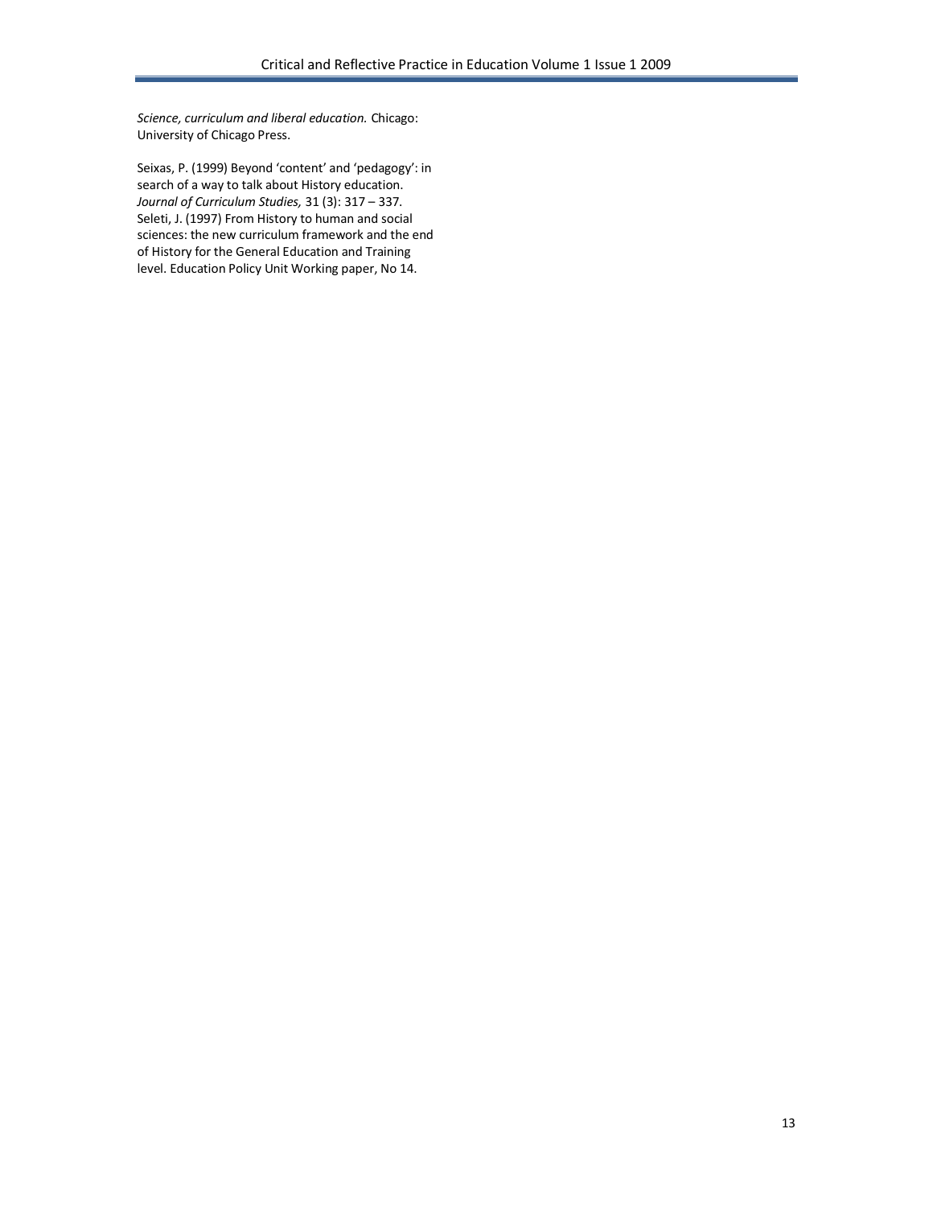*Science, curriculum and liberal education.* Chicago: University of Chicago Press.

Seixas, P. (1999) Beyond ‘content’ and ‘pedagogy’: in search of a way to talk about History education. *Journal of Curriculum Studies,* 31 (3): 317 – 337.

Seleti, J. (1997) From History to human and social sciences: the new curriculum framework and the end of History for the General Education and Training level. Education Policy Unit Working paper, No 14.